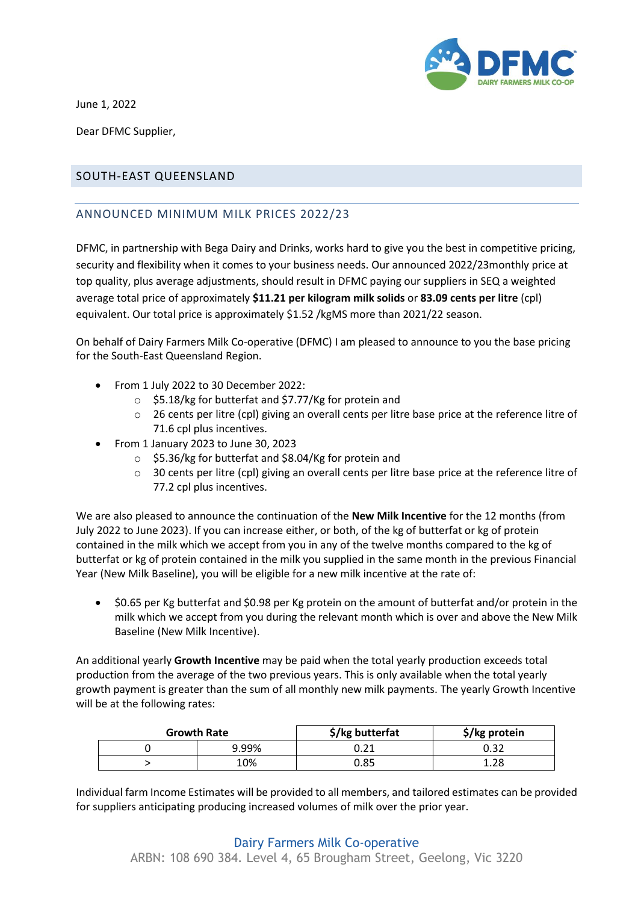June 1, 2022

Dear DFMC Supplier,

## SOUTH-EAST QUEENSLAND

### ANNOUNCED MINIMUM MILK PRICES 2022/23

DFMC, in partnership with Bega Dairy and Drinks, works hard to give you the best in competitive pricing, security and flexibility when it comes to your business needs. Our announced 2022/23monthly price at top quality, plus average adjustments, should result in DFMC paying our suppliers in SEQ a weighted average total price of approximately **$11.21 per kilogram milk solids** or **83.09 cents per litre** (cpl) equivalent. Our total price is approximately $1.52 /kgMS more than 2021/22 season.

On behalf of Dairy Farmers Milk Co-operative (DFMC) I am pleased to announce to you the base pricing for the South-East Queensland Region.

- From 1 July 2022 to 30 December 2022:
  - $5.18/kg for butterfat and $7.77/Kg for protein and
  - 26 cents per litre (cpl) giving an overall cents per litre base price at the reference litre of 71.6 cpl plus incentives.
- From 1 January 2023 to June 30, 2023
  - $5.36/kg for butterfat and $8.04/Kg for protein and
  - 30 cents per litre (cpl) giving an overall cents per litre base price at the reference litre of 77.2 cpl plus incentives.

We are also pleased to announce the continuation of the **New Milk Incentive** for the 12 months (from July 2022 to June 2023). If you can increase either, or both, of the kg of butterfat or kg of protein contained in the milk which we accept from you in any of the twelve months compared to the kg of butterfat or kg of protein contained in the milk you supplied in the same month in the previous Financial Year (New Milk Baseline), you will be eligible for a new milk incentive at the rate of:

- $0.65 per Kg butterfat and $0.98 per Kg protein on the amount of butterfat and/or protein in the milk which we accept from you during the relevant month which is over and above the New Milk Baseline (New Milk Incentive).

An additional yearly **Growth Incentive** may be paid when the total yearly production exceeds total production from the average of the two previous years. This is only available when the total yearly growth payment is greater than the sum of all monthly new milk payments. The yearly Growth Incentive will be at the following rates:

| Growth Rate | | $/kg butterfat | $/kg protein |
|---|---|---|---|
| 0 | 9.99% | 0.21 | 0.32 |
| > | 10% | 0.85 | 1.28 |

Individual farm Income Estimates will be provided to all members, and tailored estimates can be provided for suppliers anticipating producing increased volumes of milk over the prior year.

Dairy Farmers Milk Co-operative
ARBN: 108 690 384. Level 4, 65 Brougham Street, Geelong, Vic 3220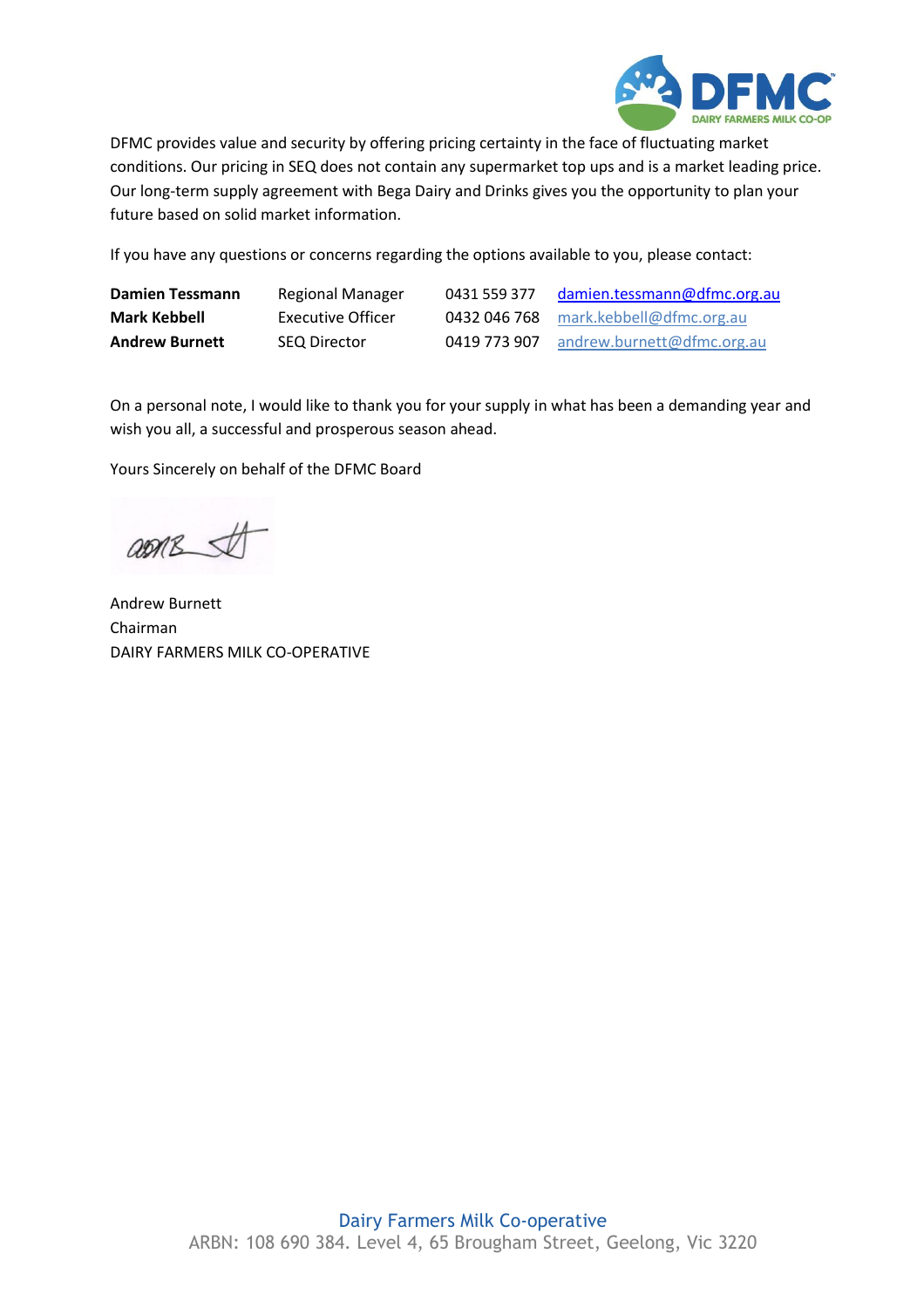DFMC provides value and security by offering pricing certainty in the face of fluctuating market conditions. Our pricing in SEQ does not contain any supermarket top ups and is a market leading price. Our long-term supply agreement with Bega Dairy and Drinks gives you the opportunity to plan your future based on solid market information.

If you have any questions or concerns regarding the options available to you, please contact:

| | | | |
|---|---|---|---|
| **Damien Tessmann** | Regional Manager | 0431 559 377 | damien.tessmann@dfmc.org.au |
| **Mark Kebbell** | Executive Officer | 0432 046 768 | mark.kebbell@dfmc.org.au |
| **Andrew Burnett** | SEQ Director | 0419 773 907 | andrew.burnett@dfmc.org.au |

On a personal note, I would like to thank you for your supply in what has been a demanding year and wish you all, a successful and prosperous season ahead.

Yours Sincerely on behalf of the DFMC Board

Andrew Burnett
Chairman
DAIRY FARMERS MILK CO-OPERATIVE

Dairy Farmers Milk Co-operative
ARBN: 108 690 384. Level 4, 65 Brougham Street, Geelong, Vic 3220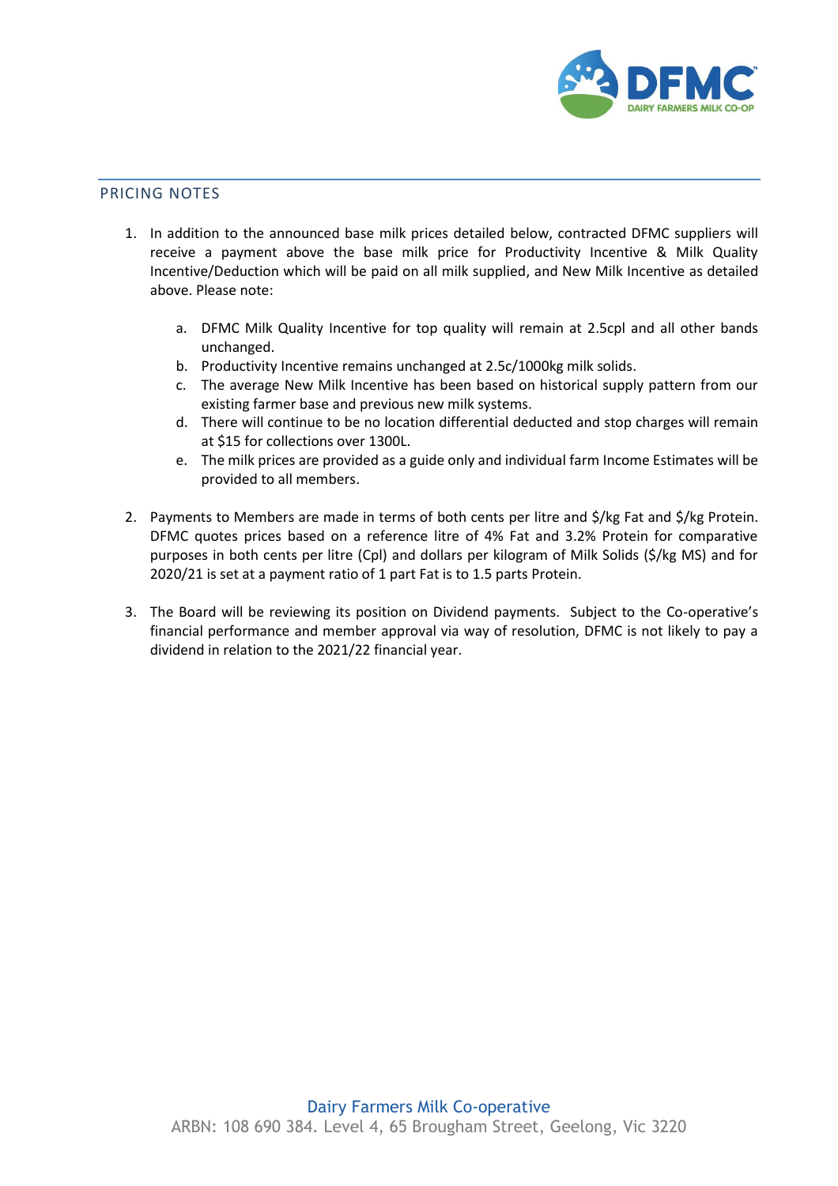## PRICING NOTES

1. In addition to the announced base milk prices detailed below, contracted DFMC suppliers will receive a payment above the base milk price for Productivity Incentive & Milk Quality Incentive/Deduction which will be paid on all milk supplied, and New Milk Incentive as detailed above. Please note:

    a. DFMC Milk Quality Incentive for top quality will remain at 2.5cpl and all other bands unchanged.
    b. Productivity Incentive remains unchanged at 2.5c/1000kg milk solids.
    c. The average New Milk Incentive has been based on historical supply pattern from our existing farmer base and previous new milk systems.
    d. There will continue to be no location differential deducted and stop charges will remain at $15 for collections over 1300L.
    e. The milk prices are provided as a guide only and individual farm Income Estimates will be provided to all members.

2. Payments to Members are made in terms of both cents per litre and $/kg Fat and $/kg Protein. DFMC quotes prices based on a reference litre of 4% Fat and 3.2% Protein for comparative purposes in both cents per litre (Cpl) and dollars per kilogram of Milk Solids ($/kg MS) and for 2020/21 is set at a payment ratio of 1 part Fat is to 1.5 parts Protein.

3. The Board will be reviewing its position on Dividend payments. Subject to the Co-operative's financial performance and member approval via way of resolution, DFMC is not likely to pay a dividend in relation to the 2021/22 financial year.

Dairy Farmers Milk Co-operative
ARBN: 108 690 384. Level 4, 65 Brougham Street, Geelong, Vic 3220